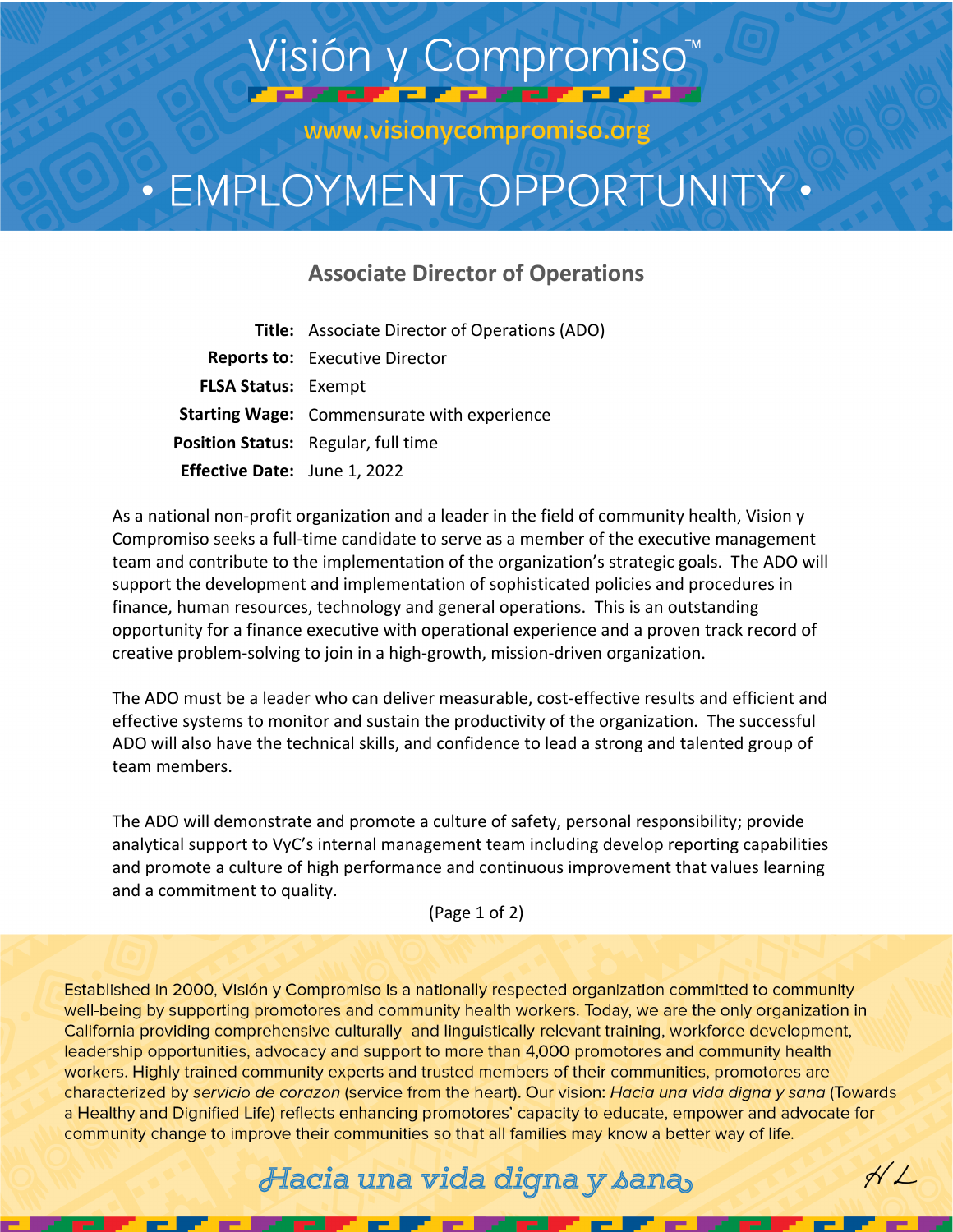# Visión y Compromiso™

www.visionycompromiso.org

# • EMPLOYMENT OPPORTUNITY •

## Associate Director of Operations

**Title:** Associate Director of Operations (ADO)
**Reports to:** Executive Director
**FLSA Status:** Exempt
**Starting Wage:** Commensurate with experience
**Position Status:** Regular, full time
**Effective Date:** June 1, 2022

As a national non-profit organization and a leader in the field of community health, Vision y Compromiso seeks a full-time candidate to serve as a member of the executive management team and contribute to the implementation of the organization's strategic goals. The ADO will support the development and implementation of sophisticated policies and procedures in finance, human resources, technology and general operations. This is an outstanding opportunity for a finance executive with operational experience and a proven track record of creative problem-solving to join in a high-growth, mission-driven organization.

The ADO must be a leader who can deliver measurable, cost-effective results and efficient and effective systems to monitor and sustain the productivity of the organization. The successful ADO will also have the technical skills, and confidence to lead a strong and talented group of team members.

The ADO will demonstrate and promote a culture of safety, personal responsibility; provide analytical support to VyC's internal management team including develop reporting capabilities and promote a culture of high performance and continuous improvement that values learning and a commitment to quality.

Established in 2000, Visión y Compromiso is a nationally respected organization committed to community well-being by supporting promotores and community health workers. Today, we are the only organization in California providing comprehensive culturally- and linguistically-relevant training, workforce development, leadership opportunities, advocacy and support to more than 4,000 promotores and community health workers. Highly trained community experts and trusted members of their communities, promotores are characterized by *servicio de corazon* (service from the heart). Our vision: *Hacia una vida digna y sana* (Towards a Healthy and Dignified Life) reflects enhancing promotores' capacity to educate, empower and advocate for community change to improve their communities so that all families may know a better way of life.

*Hacia una vida digna y sana*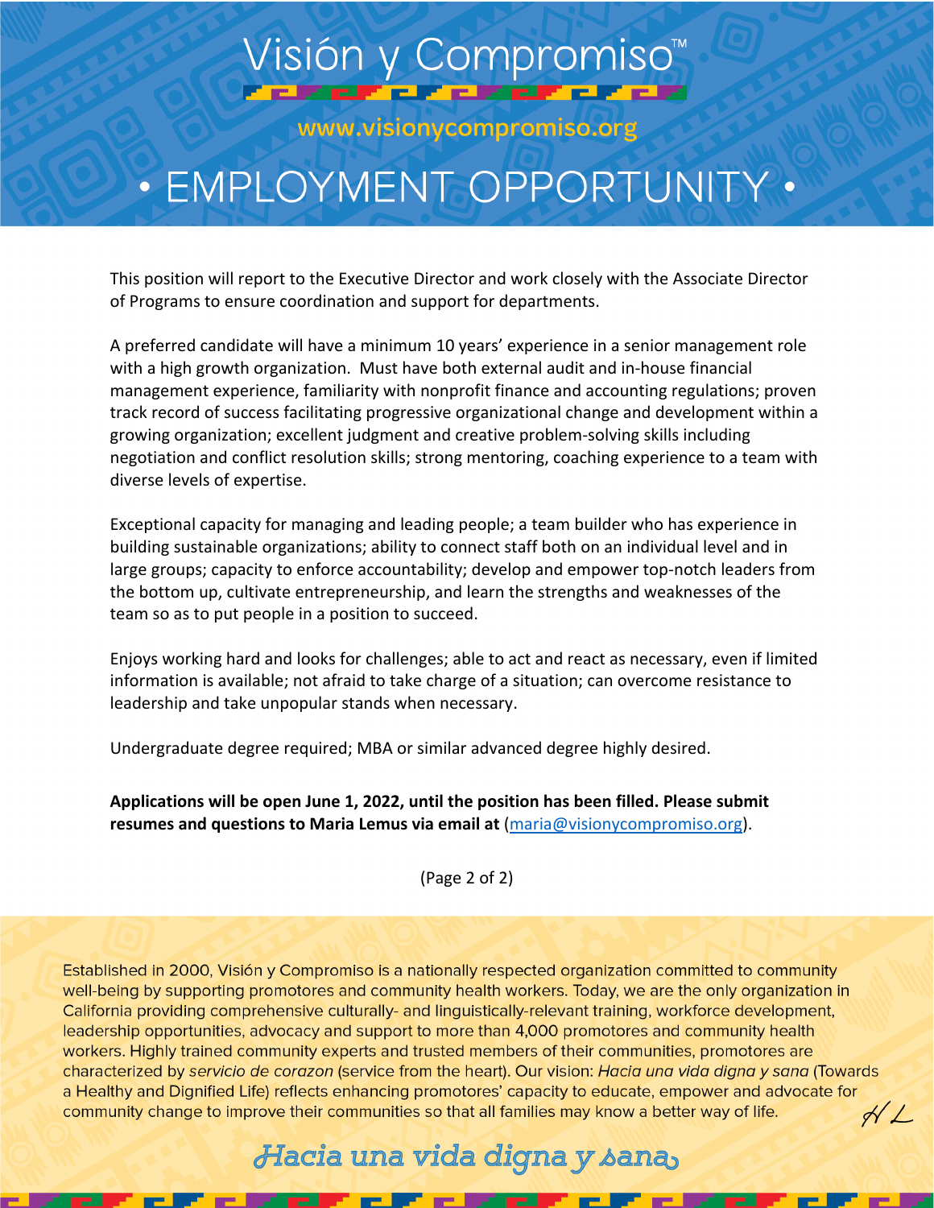# Visión y Compromiso™

www.visionycompromiso.org

# • EMPLOYMENT OPPORTUNITY •

This position will report to the Executive Director and work closely with the Associate Director of Programs to ensure coordination and support for departments.

A preferred candidate will have a minimum 10 years' experience in a senior management role with a high growth organization. Must have both external audit and in-house financial management experience, familiarity with nonprofit finance and accounting regulations; proven track record of success facilitating progressive organizational change and development within a growing organization; excellent judgment and creative problem-solving skills including negotiation and conflict resolution skills; strong mentoring, coaching experience to a team with diverse levels of expertise.

Exceptional capacity for managing and leading people; a team builder who has experience in building sustainable organizations; ability to connect staff both on an individual level and in large groups; capacity to enforce accountability; develop and empower top-notch leaders from the bottom up, cultivate entrepreneurship, and learn the strengths and weaknesses of the team so as to put people in a position to succeed.

Enjoys working hard and looks for challenges; able to act and react as necessary, even if limited information is available; not afraid to take charge of a situation; can overcome resistance to leadership and take unpopular stands when necessary.

Undergraduate degree required; MBA or similar advanced degree highly desired.

**Applications will be open June 1, 2022, until the position has been filled. Please submit resumes and questions to Maria Lemus via email at** (maria@visionycompromiso.org).

Established in 2000, Visión y Compromiso is a nationally respected organization committed to community well-being by supporting promotores and community health workers. Today, we are the only organization in California providing comprehensive culturally- and linguistically-relevant training, workforce development, leadership opportunities, advocacy and support to more than 4,000 promotores and community health workers. Highly trained community experts and trusted members of their communities, promotores are characterized by *servicio de corazon* (service from the heart). Our vision: *Hacia una vida digna y sana* (Towards a Healthy and Dignified Life) reflects enhancing promotores' capacity to educate, empower and advocate for community change to improve their communities so that all families may know a better way of life.

HL

*Hacia una vida digna y sana*